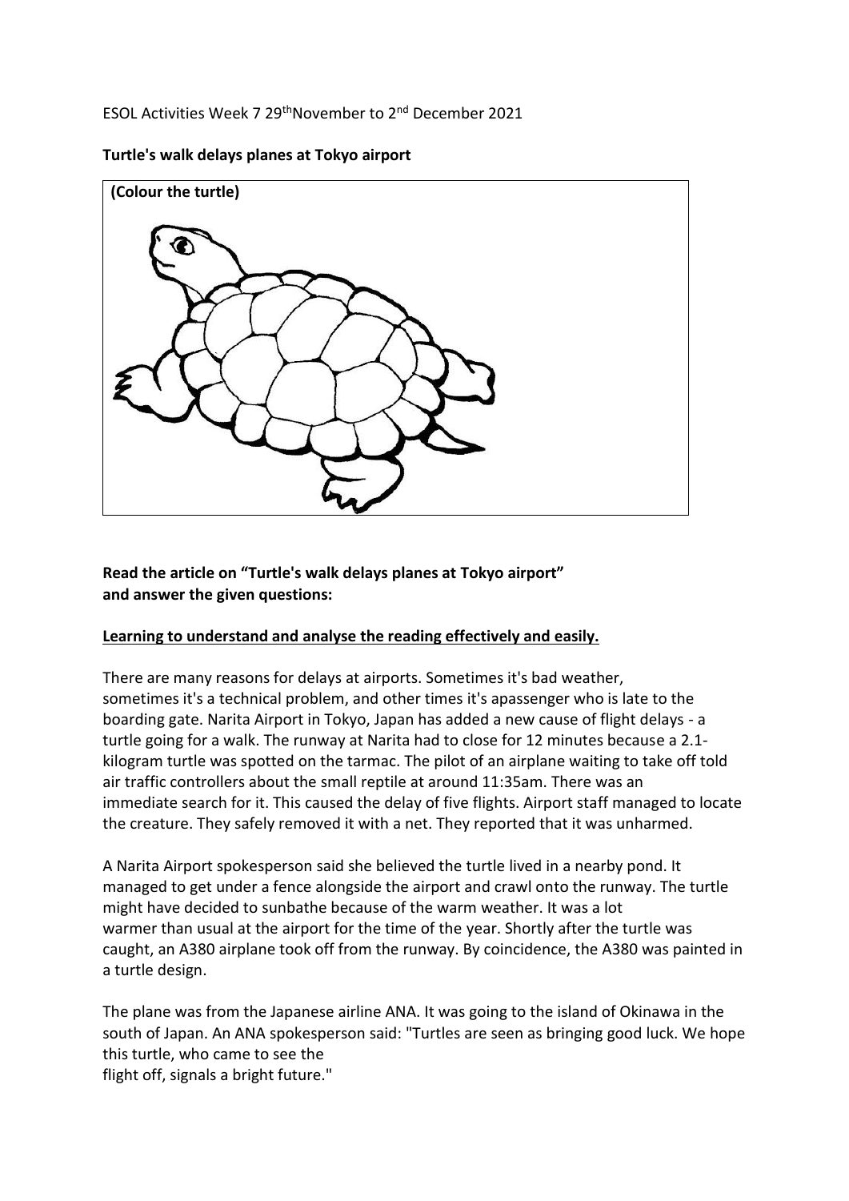ESOL Activities Week 7 29th November to 2nd December 2021

**Turtle's walk delays planes at Tokyo airport**

**(Colour the turtle)**

**Read the article on "Turtle's walk delays planes at Tokyo airport" and answer the given questions:**

**Learning to understand and analyse the reading effectively and easily.**

There are many reasons for delays at airports. Sometimes it's bad weather, sometimes it's a technical problem, and other times it's apassenger who is late to the boarding gate. Narita Airport in Tokyo, Japan has added a new cause of flight delays - a turtle going for a walk. The runway at Narita had to close for 12 minutes because a 2.1-kilogram turtle was spotted on the tarmac. The pilot of an airplane waiting to take off told air traffic controllers about the small reptile at around 11:35am. There was an immediate search for it. This caused the delay of five flights. Airport staff managed to locate the creature. They safely removed it with a net. They reported that it was unharmed.

A Narita Airport spokesperson said she believed the turtle lived in a nearby pond. It managed to get under a fence alongside the airport and crawl onto the runway. The turtle might have decided to sunbathe because of the warm weather. It was a lot warmer than usual at the airport for the time of the year. Shortly after the turtle was caught, an A380 airplane took off from the runway. By coincidence, the A380 was painted in a turtle design.

The plane was from the Japanese airline ANA. It was going to the island of Okinawa in the south of Japan. An ANA spokesperson said: "Turtles are seen as bringing good luck. We hope this turtle, who came to see the flight off, signals a bright future."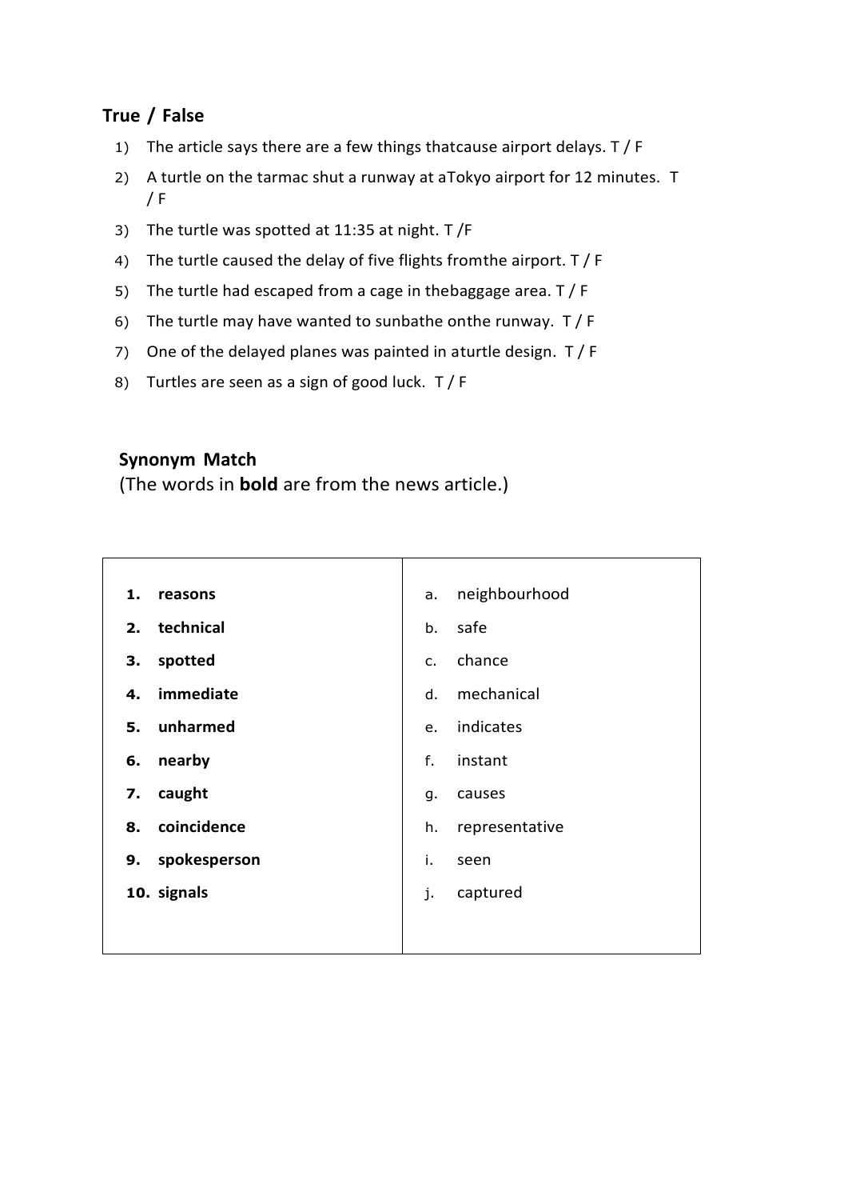## True / False

1) The article says there are a few things thatcause airport delays. T / F
2) A turtle on the tarmac shut a runway at aTokyo airport for 12 minutes. T / F
3) The turtle was spotted at 11:35 at night. T /F
4) The turtle caused the delay of five flights fromthe airport. T / F
5) The turtle had escaped from a cage in thebaggage area. T / F
6) The turtle may have wanted to sunbathe onthe runway. T / F
7) One of the delayed planes was painted in aturtle design. T / F
8) Turtles are seen as a sign of good luck. T / F

## Synonym Match

(The words in **bold** are from the news article.)

| | |
|---|---|
| **1. reasons** | a. neighbourhood |
| **2. technical** | b. safe |
| **3. spotted** | c. chance |
| **4. immediate** | d. mechanical |
| **5. unharmed** | e. indicates |
| **6. nearby** | f. instant |
| **7. caught** | g. causes |
| **8. coincidence** | h. representative |
| **9. spokesperson** | i. seen |
| **10. signals** | j. captured |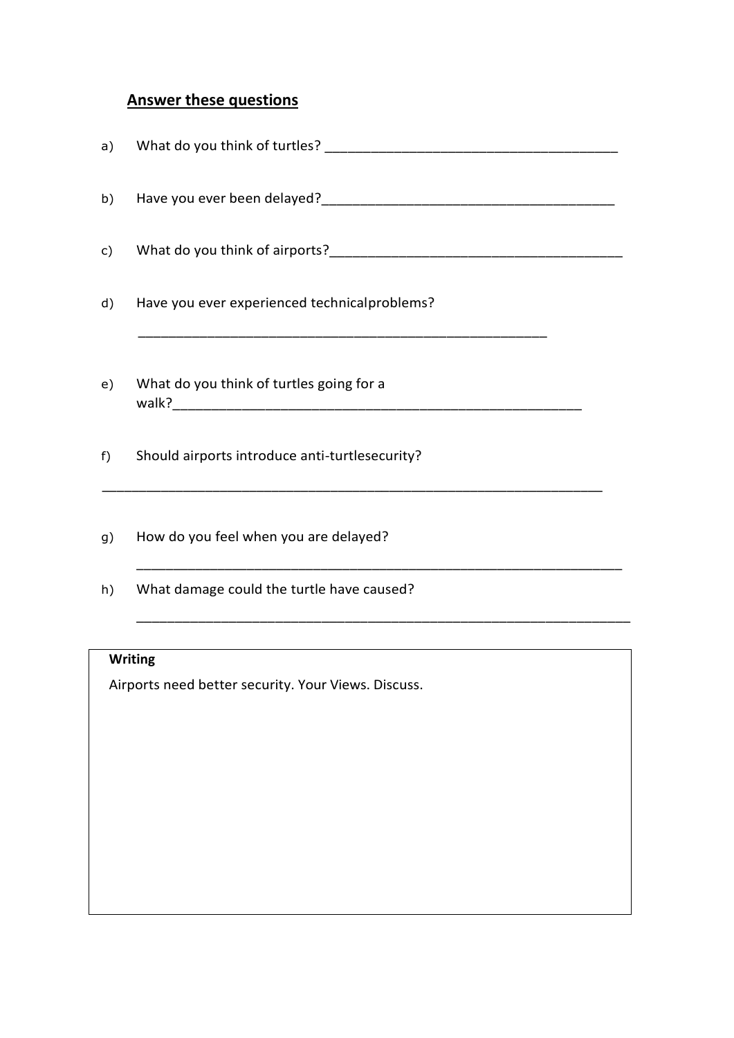## Answer these questions

a) What do you think of turtles? ________________________________________

b) Have you ever been delayed?________________________________________

c) What do you think of airports?________________________________________

d) Have you ever experienced technicalproblems?

________________________________________________________

e) What do you think of turtles going for a walk?________________________________________________________

f) Should airports introduce anti-turtlesecurity?

____________________________________________________________________

g) How do you feel when you are delayed?

__________________________________________________________________

h) What damage could the turtle have caused?

____________________________________________________________________

**Writing**

Airports need better security. Your Views. Discuss.